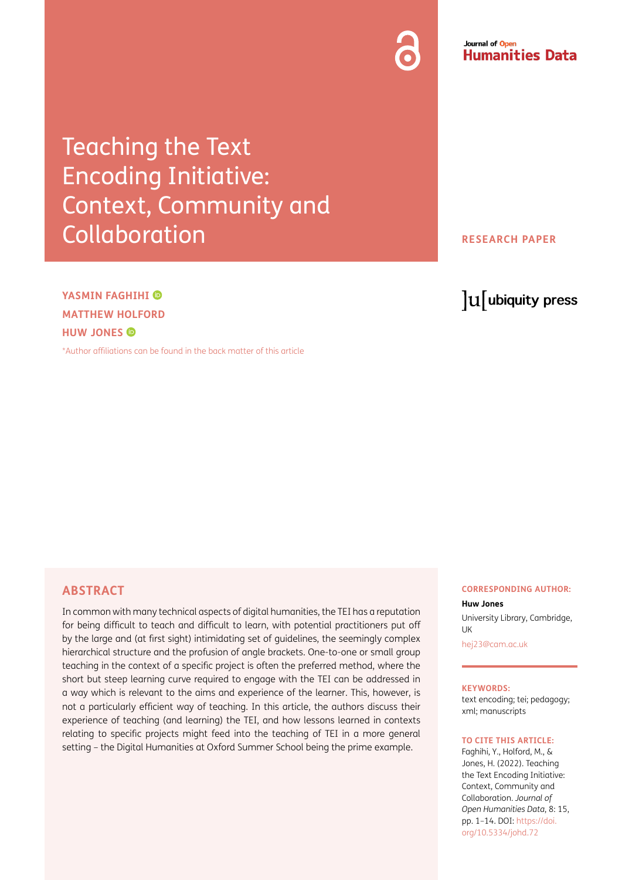Journal of Open Humanities Data

# Teaching the Text Encoding Initiative: Context, Community and Collaboration

**RESEARCH PAPER**

**YASMIN FAGHIHI**
**MATTHEW HOLFORD**
**HUW JONES**

*Author affiliations can be found in the back matter of this article

ubiquity press

## ABSTRACT

In common with many technical aspects of digital humanities, the TEI has a reputation for being difficult to teach and difficult to learn, with potential practitioners put off by the large and (at first sight) intimidating set of guidelines, the seemingly complex hierarchical structure and the profusion of angle brackets. One-to-one or small group teaching in the context of a specific project is often the preferred method, where the short but steep learning curve required to engage with the TEI can be addressed in a way which is relevant to the aims and experience of the learner. This, however, is not a particularly efficient way of teaching. In this article, the authors discuss their experience of teaching (and learning) the TEI, and how lessons learned in contexts relating to specific projects might feed into the teaching of TEI in a more general setting – the Digital Humanities at Oxford Summer School being the prime example.

**CORRESPONDING AUTHOR:**

**Huw Jones**

University Library, Cambridge, UK

hej23@cam.ac.uk

**KEYWORDS:**

text encoding; tei; pedagogy; xml; manuscripts

**TO CITE THIS ARTICLE:**

Faghihi, Y., Holford, M., & Jones, H. (2022). Teaching the Text Encoding Initiative: Context, Community and Collaboration. *Journal of Open Humanities Data*, 8: 15, pp. 1–14. DOI: https://doi.org/10.5334/johd.72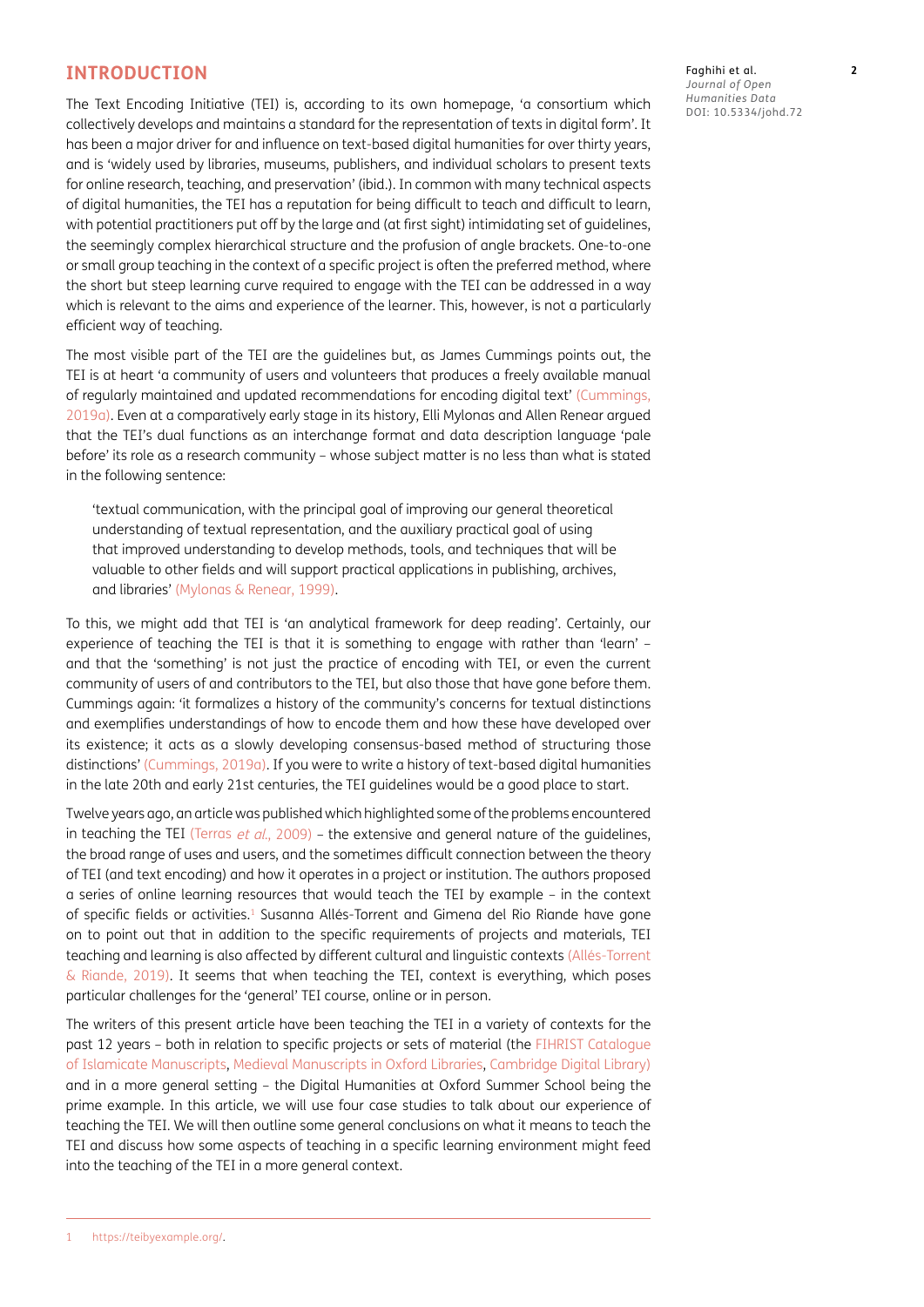## INTRODUCTION

The Text Encoding Initiative (TEI) is, according to its own homepage, 'a consortium which collectively develops and maintains a standard for the representation of texts in digital form'. It has been a major driver for and influence on text-based digital humanities for over thirty years, and is 'widely used by libraries, museums, publishers, and individual scholars to present texts for online research, teaching, and preservation' (ibid.). In common with many technical aspects of digital humanities, the TEI has a reputation for being difficult to teach and difficult to learn, with potential practitioners put off by the large and (at first sight) intimidating set of guidelines, the seemingly complex hierarchical structure and the profusion of angle brackets. One-to-one or small group teaching in the context of a specific project is often the preferred method, where the short but steep learning curve required to engage with the TEI can be addressed in a way which is relevant to the aims and experience of the learner. This, however, is not a particularly efficient way of teaching.

The most visible part of the TEI are the guidelines but, as James Cummings points out, the TEI is at heart 'a community of users and volunteers that produces a freely available manual of regularly maintained and updated recommendations for encoding digital text' (Cummings, 2019a). Even at a comparatively early stage in its history, Elli Mylonas and Allen Renear argued that the TEI's dual functions as an interchange format and data description language 'pale before' its role as a research community – whose subject matter is no less than what is stated in the following sentence:

> 'textual communication, with the principal goal of improving our general theoretical understanding of textual representation, and the auxiliary practical goal of using that improved understanding to develop methods, tools, and techniques that will be valuable to other fields and will support practical applications in publishing, archives, and libraries' (Mylonas & Renear, 1999).

To this, we might add that TEI is 'an analytical framework for deep reading'. Certainly, our experience of teaching the TEI is that it is something to engage with rather than 'learn' – and that the 'something' is not just the practice of encoding with TEI, or even the current community of users of and contributors to the TEI, but also those that have gone before them. Cummings again: 'it formalizes a history of the community's concerns for textual distinctions and exemplifies understandings of how to encode them and how these have developed over its existence; it acts as a slowly developing consensus-based method of structuring those distinctions' (Cummings, 2019a). If you were to write a history of text-based digital humanities in the late 20th and early 21st centuries, the TEI guidelines would be a good place to start.

Twelve years ago, an article was published which highlighted some of the problems encountered in teaching the TEI (Terras *et al.*, 2009) – the extensive and general nature of the guidelines, the broad range of uses and users, and the sometimes difficult connection between the theory of TEI (and text encoding) and how it operates in a project or institution. The authors proposed a series of online learning resources that would teach the TEI by example – in the context of specific fields or activities.[1] Susanna Allés-Torrent and Gimena del Rio Riande have gone on to point out that in addition to the specific requirements of projects and materials, TEI teaching and learning is also affected by different cultural and linguistic contexts (Allés-Torrent & Riande, 2019). It seems that when teaching the TEI, context is everything, which poses particular challenges for the 'general' TEI course, online or in person.

The writers of this present article have been teaching the TEI in a variety of contexts for the past 12 years – both in relation to specific projects or sets of material (the FIHRIST Catalogue of Islamicate Manuscripts, Medieval Manuscripts in Oxford Libraries, Cambridge Digital Library) and in a more general setting – the Digital Humanities at Oxford Summer School being the prime example. In this article, we will use four case studies to talk about our experience of teaching the TEI. We will then outline some general conclusions on what it means to teach the TEI and discuss how some aspects of teaching in a specific learning environment might feed into the teaching of the TEI in a more general context.

---

1 https://teibyexample.org/.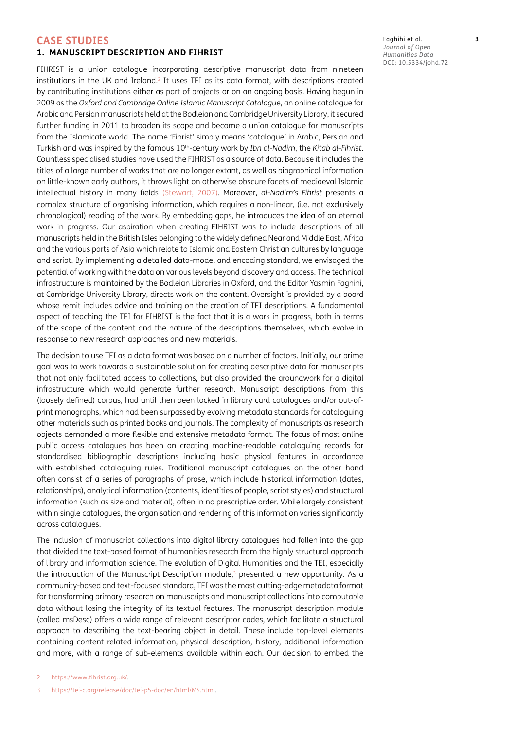## CASE STUDIES

### 1. MANUSCRIPT DESCRIPTION AND FIHRIST

FIHRIST is a union catalogue incorporating descriptive manuscript data from nineteen institutions in the UK and Ireland.[2] It uses TEI as its data format, with descriptions created by contributing institutions either as part of projects or on an ongoing basis. Having begun in 2009 as the *Oxford and Cambridge Online Islamic Manuscript Catalogue*, an online catalogue for Arabic and Persian manuscripts held at the Bodleian and Cambridge University Library, it secured further funding in 2011 to broaden its scope and become a union catalogue for manuscripts from the Islamicate world. The name 'Fihrist' simply means 'catalogue' in Arabic, Persian and Turkish and was inspired by the famous 10th-century work by *Ibn al-Nadim*, the *Kitab al-Fihrist*. Countless specialised studies have used the FIHRIST as a source of data. Because it includes the titles of a large number of works that are no longer extant, as well as biographical information on little-known early authors, it throws light on otherwise obscure facets of mediaeval Islamic intellectual history in many fields (Stewart, 2007). Moreover, *al-Nadim's Fihrist* presents a complex structure of organising information, which requires a non-linear, (i.e. not exclusively chronological) reading of the work. By embedding gaps, he introduces the idea of an eternal work in progress. Our aspiration when creating FIHRIST was to include descriptions of all manuscripts held in the British Isles belonging to the widely defined Near and Middle East, Africa and the various parts of Asia which relate to Islamic and Eastern Christian cultures by language and script. By implementing a detailed data-model and encoding standard, we envisaged the potential of working with the data on various levels beyond discovery and access. The technical infrastructure is maintained by the Bodleian Libraries in Oxford, and the Editor Yasmin Faghihi, at Cambridge University Library, directs work on the content. Oversight is provided by a board whose remit includes advice and training on the creation of TEI descriptions. A fundamental aspect of teaching the TEI for FIHRIST is the fact that it is a work in progress, both in terms of the scope of the content and the nature of the descriptions themselves, which evolve in response to new research approaches and new materials.

The decision to use TEI as a data format was based on a number of factors. Initially, our prime goal was to work towards a sustainable solution for creating descriptive data for manuscripts that not only facilitated access to collections, but also provided the groundwork for a digital infrastructure which would generate further research. Manuscript descriptions from this (loosely defined) corpus, had until then been locked in library card catalogues and/or out-of-print monographs, which had been surpassed by evolving metadata standards for cataloguing other materials such as printed books and journals. The complexity of manuscripts as research objects demanded a more flexible and extensive metadata format. The focus of most online public access catalogues has been on creating machine-readable cataloguing records for standardised bibliographic descriptions including basic physical features in accordance with established cataloguing rules. Traditional manuscript catalogues on the other hand often consist of a series of paragraphs of prose, which include historical information (dates, relationships), analytical information (contents, identities of people, script styles) and structural information (such as size and material), often in no prescriptive order. While largely consistent within single catalogues, the organisation and rendering of this information varies significantly across catalogues.

The inclusion of manuscript collections into digital library catalogues had fallen into the gap that divided the text-based format of humanities research from the highly structural approach of library and information science. The evolution of Digital Humanities and the TEI, especially the introduction of the Manuscript Description module,[3] presented a new opportunity. As a community-based and text-focused standard, TEI was the most cutting-edge metadata format for transforming primary research on manuscripts and manuscript collections into computable data without losing the integrity of its textual features. The manuscript description module (called msDesc) offers a wide range of relevant descriptor codes, which facilitate a structural approach to describing the text-bearing object in detail. These include top-level elements containing content related information, physical description, history, additional information and more, with a range of sub-elements available within each. Our decision to embed the

---

2 https://www.fihrist.org.uk/.

3 https://tei-c.org/release/doc/tei-p5-doc/en/html/MS.html.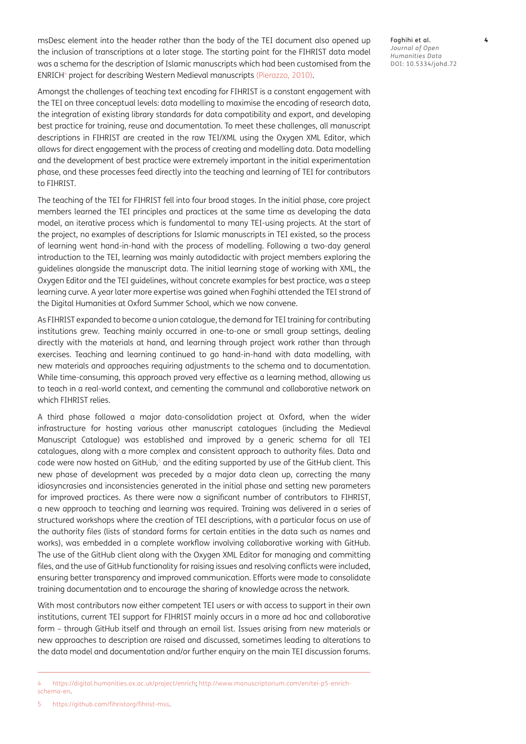msDesc element into the header rather than the body of the TEI document also opened up the inclusion of transcriptions at a later stage. The starting point for the FIHRIST data model was a schema for the description of Islamic manuscripts which had been customised from the ENRICH[4] project for describing Western Medieval manuscripts (Pierazzo, 2010).

Amongst the challenges of teaching text encoding for FIHRIST is a constant engagement with the TEI on three conceptual levels: data modelling to maximise the encoding of research data, the integration of existing library standards for data compatibility and export, and developing best practice for training, reuse and documentation. To meet these challenges, all manuscript descriptions in FIHRIST are created in the raw TEI/XML using the Oxygen XML Editor, which allows for direct engagement with the process of creating and modelling data. Data modelling and the development of best practice were extremely important in the initial experimentation phase, and these processes feed directly into the teaching and learning of TEI for contributors to FIHRIST.

The teaching of the TEI for FIHRIST fell into four broad stages. In the initial phase, core project members learned the TEI principles and practices at the same time as developing the data model, an iterative process which is fundamental to many TEI-using projects. At the start of the project, no examples of descriptions for Islamic manuscripts in TEI existed, so the process of learning went hand-in-hand with the process of modelling. Following a two-day general introduction to the TEI, learning was mainly autodidactic with project members exploring the guidelines alongside the manuscript data. The initial learning stage of working with XML, the Oxygen Editor and the TEI guidelines, without concrete examples for best practice, was a steep learning curve. A year later more expertise was gained when Faghihi attended the TEI strand of the Digital Humanities at Oxford Summer School, which we now convene.

As FIHRIST expanded to become a union catalogue, the demand for TEI training for contributing institutions grew. Teaching mainly occurred in one-to-one or small group settings, dealing directly with the materials at hand, and learning through project work rather than through exercises. Teaching and learning continued to go hand-in-hand with data modelling, with new materials and approaches requiring adjustments to the schema and to documentation. While time-consuming, this approach proved very effective as a learning method, allowing us to teach in a real-world context, and cementing the communal and collaborative network on which FIHRIST relies.

A third phase followed a major data-consolidation project at Oxford, when the wider infrastructure for hosting various other manuscript catalogues (including the Medieval Manuscript Catalogue) was established and improved by a generic schema for all TEI catalogues, along with a more complex and consistent approach to authority files. Data and code were now hosted on GitHub,[5] and the editing supported by use of the GitHub client. This new phase of development was preceded by a major data clean up, correcting the many idiosyncrasies and inconsistencies generated in the initial phase and setting new parameters for improved practices. As there were now a significant number of contributors to FIHRIST, a new approach to teaching and learning was required. Training was delivered in a series of structured workshops where the creation of TEI descriptions, with a particular focus on use of the authority files (lists of standard forms for certain entities in the data such as names and works), was embedded in a complete workflow involving collaborative working with GitHub. The use of the GitHub client along with the Oxygen XML Editor for managing and committing files, and the use of GitHub functionality for raising issues and resolving conflicts were included, ensuring better transparency and improved communication. Efforts were made to consolidate training documentation and to encourage the sharing of knowledge across the network.

With most contributors now either competent TEI users or with access to support in their own institutions, current TEI support for FIHRIST mainly occurs in a more ad hoc and collaborative form – through GitHub itself and through an email list. Issues arising from new materials or new approaches to description are raised and discussed, sometimes leading to alterations to the data model and documentation and/or further enquiry on the main TEI discussion forums.

---

4 https://digital.humanities.ox.ac.uk/project/enrich; http://www.manuscriptorium.com/en/tei-p5-enrich-schema-en.

5 https://github.com/fihristorg/fihrist-mss.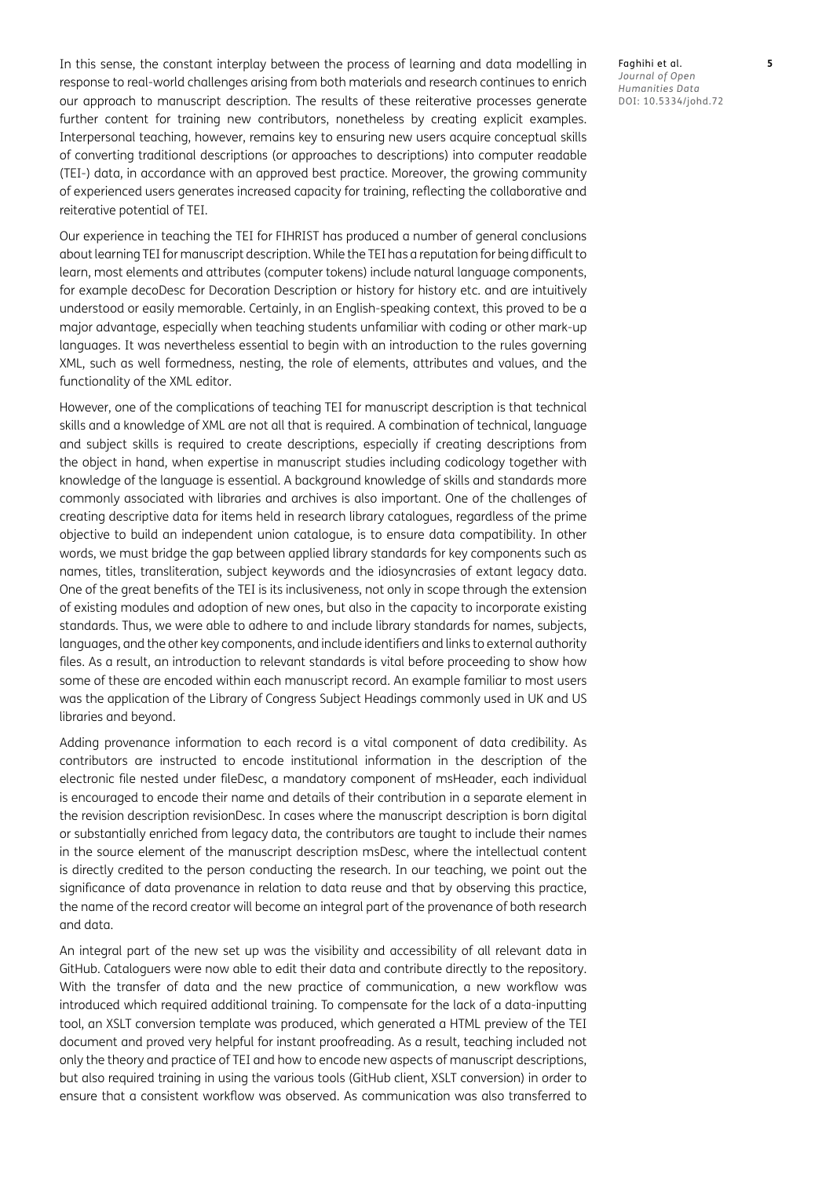In this sense, the constant interplay between the process of learning and data modelling in response to real-world challenges arising from both materials and research continues to enrich our approach to manuscript description. The results of these reiterative processes generate further content for training new contributors, nonetheless by creating explicit examples. Interpersonal teaching, however, remains key to ensuring new users acquire conceptual skills of converting traditional descriptions (or approaches to descriptions) into computer readable (TEI-) data, in accordance with an approved best practice. Moreover, the growing community of experienced users generates increased capacity for training, reflecting the collaborative and reiterative potential of TEI.

Our experience in teaching the TEI for FIHRIST has produced a number of general conclusions about learning TEI for manuscript description. While the TEI has a reputation for being difficult to learn, most elements and attributes (computer tokens) include natural language components, for example decoDesc for Decoration Description or history for history etc. and are intuitively understood or easily memorable. Certainly, in an English-speaking context, this proved to be a major advantage, especially when teaching students unfamiliar with coding or other mark-up languages. It was nevertheless essential to begin with an introduction to the rules governing XML, such as well formedness, nesting, the role of elements, attributes and values, and the functionality of the XML editor.

However, one of the complications of teaching TEI for manuscript description is that technical skills and a knowledge of XML are not all that is required. A combination of technical, language and subject skills is required to create descriptions, especially if creating descriptions from the object in hand, when expertise in manuscript studies including codicology together with knowledge of the language is essential. A background knowledge of skills and standards more commonly associated with libraries and archives is also important. One of the challenges of creating descriptive data for items held in research library catalogues, regardless of the prime objective to build an independent union catalogue, is to ensure data compatibility. In other words, we must bridge the gap between applied library standards for key components such as names, titles, transliteration, subject keywords and the idiosyncrasies of extant legacy data. One of the great benefits of the TEI is its inclusiveness, not only in scope through the extension of existing modules and adoption of new ones, but also in the capacity to incorporate existing standards. Thus, we were able to adhere to and include library standards for names, subjects, languages, and the other key components, and include identifiers and links to external authority files. As a result, an introduction to relevant standards is vital before proceeding to show how some of these are encoded within each manuscript record. An example familiar to most users was the application of the Library of Congress Subject Headings commonly used in UK and US libraries and beyond.

Adding provenance information to each record is a vital component of data credibility. As contributors are instructed to encode institutional information in the description of the electronic file nested under fileDesc, a mandatory component of msHeader, each individual is encouraged to encode their name and details of their contribution in a separate element in the revision description revisionDesc. In cases where the manuscript description is born digital or substantially enriched from legacy data, the contributors are taught to include their names in the source element of the manuscript description msDesc, where the intellectual content is directly credited to the person conducting the research. In our teaching, we point out the significance of data provenance in relation to data reuse and that by observing this practice, the name of the record creator will become an integral part of the provenance of both research and data.

An integral part of the new set up was the visibility and accessibility of all relevant data in GitHub. Cataloguers were now able to edit their data and contribute directly to the repository. With the transfer of data and the new practice of communication, a new workflow was introduced which required additional training. To compensate for the lack of a data-inputting tool, an XSLT conversion template was produced, which generated a HTML preview of the TEI document and proved very helpful for instant proofreading. As a result, teaching included not only the theory and practice of TEI and how to encode new aspects of manuscript descriptions, but also required training in using the various tools (GitHub client, XSLT conversion) in order to ensure that a consistent workflow was observed. As communication was also transferred to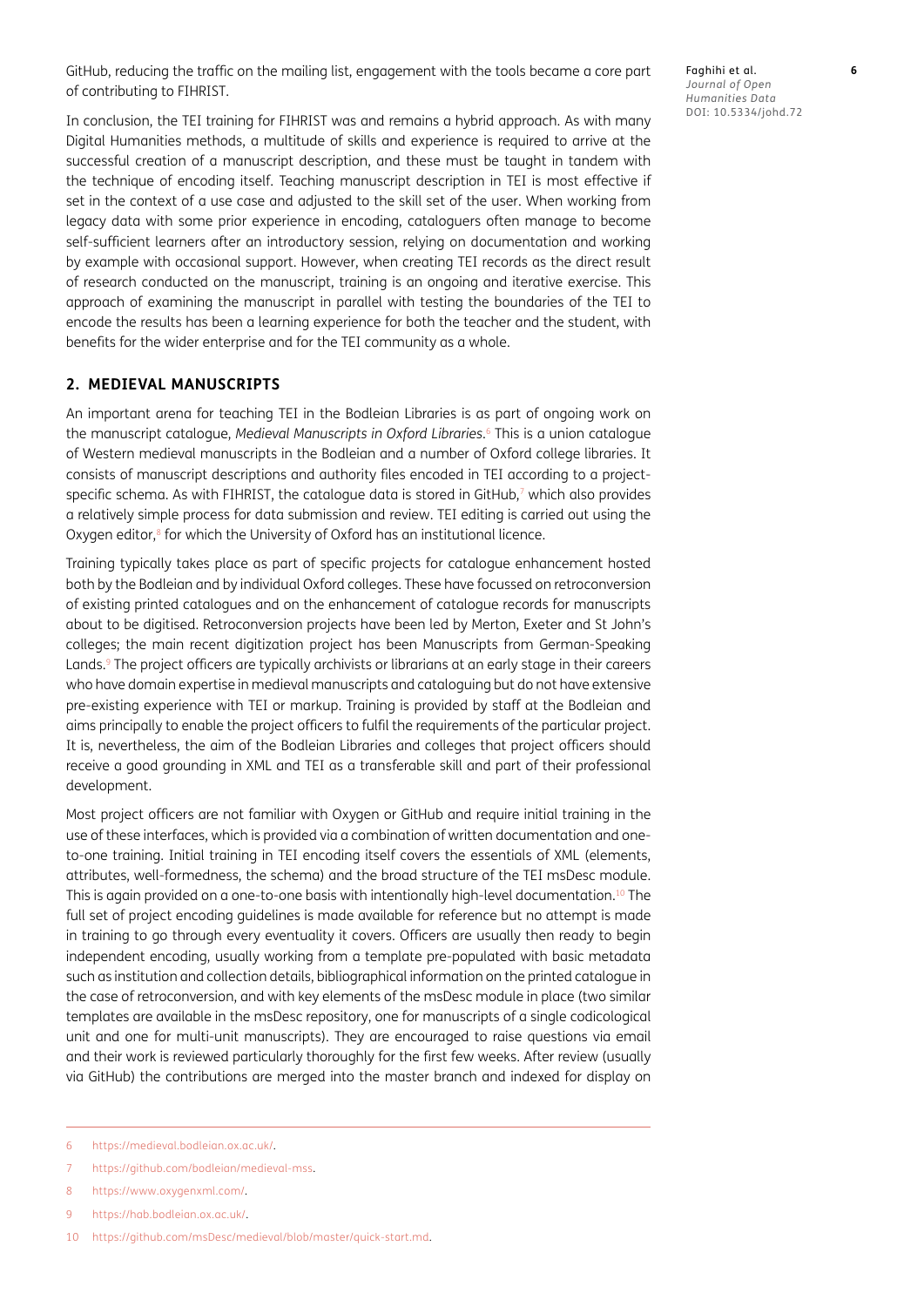GitHub, reducing the traffic on the mailing list, engagement with the tools became a core part of contributing to FIHRIST.

In conclusion, the TEI training for FIHRIST was and remains a hybrid approach. As with many Digital Humanities methods, a multitude of skills and experience is required to arrive at the successful creation of a manuscript description, and these must be taught in tandem with the technique of encoding itself. Teaching manuscript description in TEI is most effective if set in the context of a use case and adjusted to the skill set of the user. When working from legacy data with some prior experience in encoding, cataloguers often manage to become self-sufficient learners after an introductory session, relying on documentation and working by example with occasional support. However, when creating TEI records as the direct result of research conducted on the manuscript, training is an ongoing and iterative exercise. This approach of examining the manuscript in parallel with testing the boundaries of the TEI to encode the results has been a learning experience for both the teacher and the student, with benefits for the wider enterprise and for the TEI community as a whole.

## 2. MEDIEVAL MANUSCRIPTS

An important arena for teaching TEI in the Bodleian Libraries is as part of ongoing work on the manuscript catalogue, *Medieval Manuscripts in Oxford Libraries*.[6] This is a union catalogue of Western medieval manuscripts in the Bodleian and a number of Oxford college libraries. It consists of manuscript descriptions and authority files encoded in TEI according to a project-specific schema. As with FIHRIST, the catalogue data is stored in GitHub,[7] which also provides a relatively simple process for data submission and review. TEI editing is carried out using the Oxygen editor,[8] for which the University of Oxford has an institutional licence.

Training typically takes place as part of specific projects for catalogue enhancement hosted both by the Bodleian and by individual Oxford colleges. These have focussed on retroconversion of existing printed catalogues and on the enhancement of catalogue records for manuscripts about to be digitised. Retroconversion projects have been led by Merton, Exeter and St John's colleges; the main recent digitization project has been Manuscripts from German-Speaking Lands.[9] The project officers are typically archivists or librarians at an early stage in their careers who have domain expertise in medieval manuscripts and cataloguing but do not have extensive pre-existing experience with TEI or markup. Training is provided by staff at the Bodleian and aims principally to enable the project officers to fulfil the requirements of the particular project. It is, nevertheless, the aim of the Bodleian Libraries and colleges that project officers should receive a good grounding in XML and TEI as a transferable skill and part of their professional development.

Most project officers are not familiar with Oxygen or GitHub and require initial training in the use of these interfaces, which is provided via a combination of written documentation and one-to-one training. Initial training in TEI encoding itself covers the essentials of XML (elements, attributes, well-formedness, the schema) and the broad structure of the TEI msDesc module. This is again provided on a one-to-one basis with intentionally high-level documentation.[10] The full set of project encoding guidelines is made available for reference but no attempt is made in training to go through every eventuality it covers. Officers are usually then ready to begin independent encoding, usually working from a template pre-populated with basic metadata such as institution and collection details, bibliographical information on the printed catalogue in the case of retroconversion, and with key elements of the msDesc module in place (two similar templates are available in the msDesc repository, one for manuscripts of a single codicological unit and one for multi-unit manuscripts). They are encouraged to raise questions via email and their work is reviewed particularly thoroughly for the first few weeks. After review (usually via GitHub) the contributions are merged into the master branch and indexed for display on

---

6 https://medieval.bodleian.ox.ac.uk/.

7 https://github.com/bodleian/medieval-mss.

8 https://www.oxygenxml.com/.

9 https://hab.bodleian.ox.ac.uk/.

10 https://github.com/msDesc/medieval/blob/master/quick-start.md.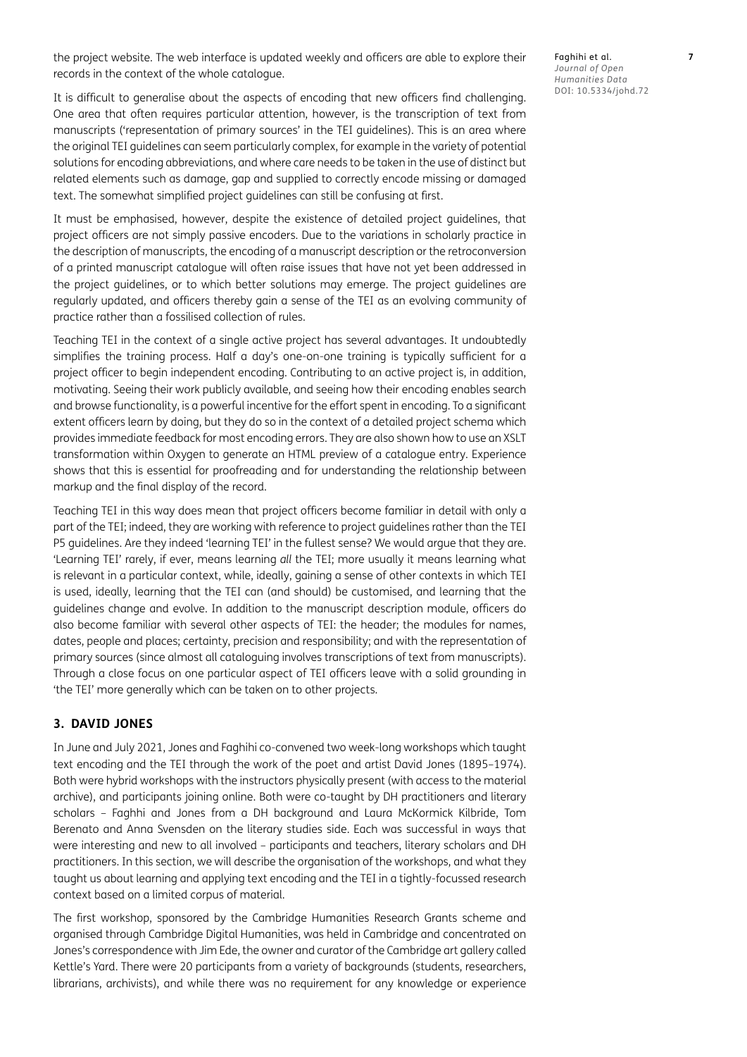the project website. The web interface is updated weekly and officers are able to explore their records in the context of the whole catalogue.

It is difficult to generalise about the aspects of encoding that new officers find challenging. One area that often requires particular attention, however, is the transcription of text from manuscripts ('representation of primary sources' in the TEI guidelines). This is an area where the original TEI guidelines can seem particularly complex, for example in the variety of potential solutions for encoding abbreviations, and where care needs to be taken in the use of distinct but related elements such as damage, gap and supplied to correctly encode missing or damaged text. The somewhat simplified project guidelines can still be confusing at first.

It must be emphasised, however, despite the existence of detailed project guidelines, that project officers are not simply passive encoders. Due to the variations in scholarly practice in the description of manuscripts, the encoding of a manuscript description or the retroconversion of a printed manuscript catalogue will often raise issues that have not yet been addressed in the project guidelines, or to which better solutions may emerge. The project guidelines are regularly updated, and officers thereby gain a sense of the TEI as an evolving community of practice rather than a fossilised collection of rules.

Teaching TEI in the context of a single active project has several advantages. It undoubtedly simplifies the training process. Half a day's one-on-one training is typically sufficient for a project officer to begin independent encoding. Contributing to an active project is, in addition, motivating. Seeing their work publicly available, and seeing how their encoding enables search and browse functionality, is a powerful incentive for the effort spent in encoding. To a significant extent officers learn by doing, but they do so in the context of a detailed project schema which provides immediate feedback for most encoding errors. They are also shown how to use an XSLT transformation within Oxygen to generate an HTML preview of a catalogue entry. Experience shows that this is essential for proofreading and for understanding the relationship between markup and the final display of the record.

Teaching TEI in this way does mean that project officers become familiar in detail with only a part of the TEI; indeed, they are working with reference to project guidelines rather than the TEI P5 guidelines. Are they indeed 'learning TEI' in the fullest sense? We would argue that they are. 'Learning TEI' rarely, if ever, means learning *all* the TEI; more usually it means learning what is relevant in a particular context, while, ideally, gaining a sense of other contexts in which TEI is used, ideally, learning that the TEI can (and should) be customised, and learning that the guidelines change and evolve. In addition to the manuscript description module, officers do also become familiar with several other aspects of TEI: the header; the modules for names, dates, people and places; certainty, precision and responsibility; and with the representation of primary sources (since almost all cataloguing involves transcriptions of text from manuscripts). Through a close focus on one particular aspect of TEI officers leave with a solid grounding in 'the TEI' more generally which can be taken on to other projects.

## 3. DAVID JONES

In June and July 2021, Jones and Faghihi co-convened two week-long workshops which taught text encoding and the TEI through the work of the poet and artist David Jones (1895–1974). Both were hybrid workshops with the instructors physically present (with access to the material archive), and participants joining online. Both were co-taught by DH practitioners and literary scholars – Faghhi and Jones from a DH background and Laura McKormick Kilbride, Tom Berenato and Anna Svensden on the literary studies side. Each was successful in ways that were interesting and new to all involved – participants and teachers, literary scholars and DH practitioners. In this section, we will describe the organisation of the workshops, and what they taught us about learning and applying text encoding and the TEI in a tightly-focussed research context based on a limited corpus of material.

The first workshop, sponsored by the Cambridge Humanities Research Grants scheme and organised through Cambridge Digital Humanities, was held in Cambridge and concentrated on Jones's correspondence with Jim Ede, the owner and curator of the Cambridge art gallery called Kettle's Yard. There were 20 participants from a variety of backgrounds (students, researchers, librarians, archivists), and while there was no requirement for any knowledge or experience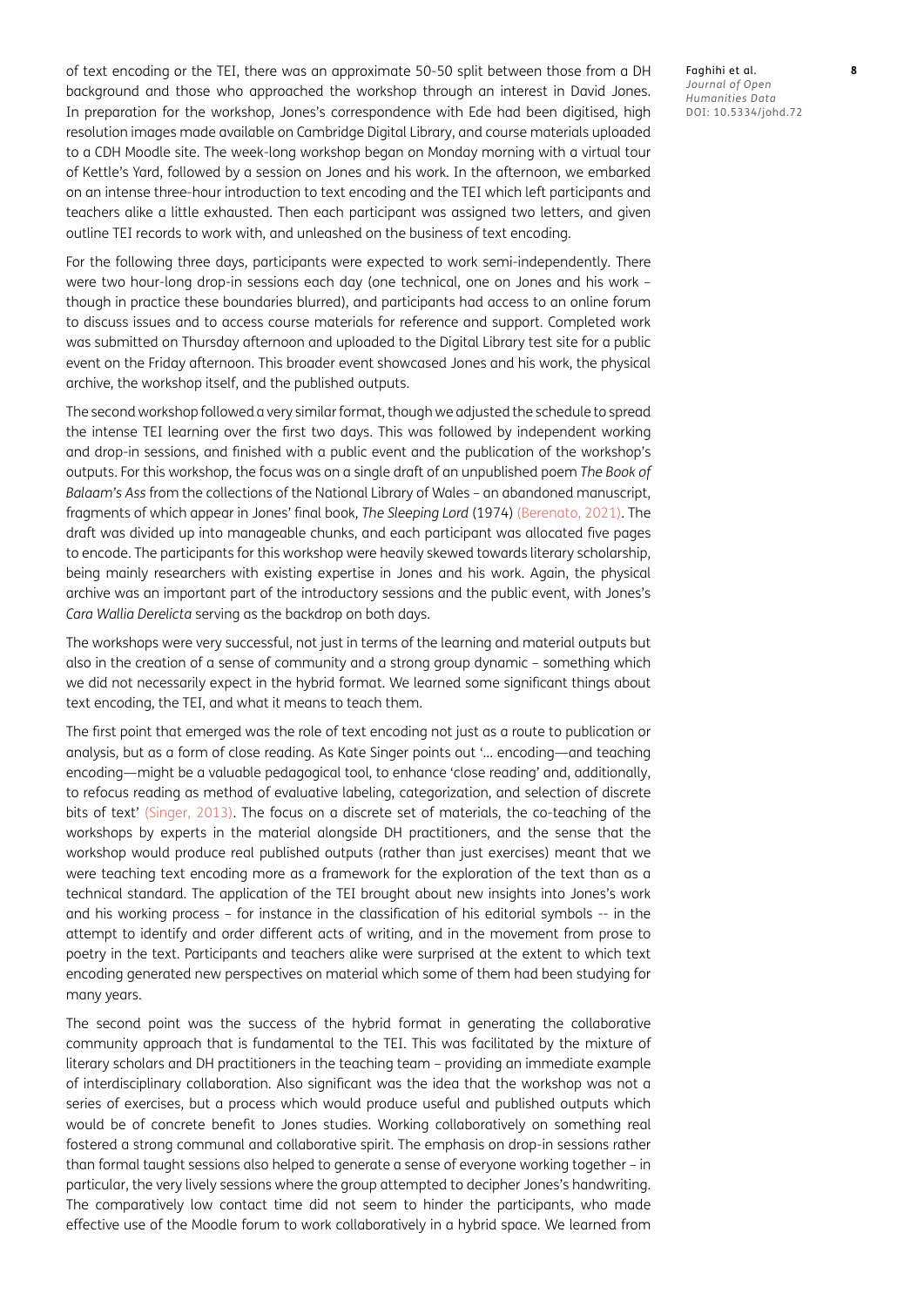of text encoding or the TEI, there was an approximate 50-50 split between those from a DH background and those who approached the workshop through an interest in David Jones. In preparation for the workshop, Jones's correspondence with Ede had been digitised, high resolution images made available on Cambridge Digital Library, and course materials uploaded to a CDH Moodle site. The week-long workshop began on Monday morning with a virtual tour of Kettle's Yard, followed by a session on Jones and his work. In the afternoon, we embarked on an intense three-hour introduction to text encoding and the TEI which left participants and teachers alike a little exhausted. Then each participant was assigned two letters, and given outline TEI records to work with, and unleashed on the business of text encoding.

For the following three days, participants were expected to work semi-independently. There were two hour-long drop-in sessions each day (one technical, one on Jones and his work – though in practice these boundaries blurred), and participants had access to an online forum to discuss issues and to access course materials for reference and support. Completed work was submitted on Thursday afternoon and uploaded to the Digital Library test site for a public event on the Friday afternoon. This broader event showcased Jones and his work, the physical archive, the workshop itself, and the published outputs.

The second workshop followed a very similar format, though we adjusted the schedule to spread the intense TEI learning over the first two days. This was followed by independent working and drop-in sessions, and finished with a public event and the publication of the workshop's outputs. For this workshop, the focus was on a single draft of an unpublished poem *The Book of Balaam's Ass* from the collections of the National Library of Wales – an abandoned manuscript, fragments of which appear in Jones' final book, *The Sleeping Lord* (1974) (Berenato, 2021). The draft was divided up into manageable chunks, and each participant was allocated five pages to encode. The participants for this workshop were heavily skewed towards literary scholarship, being mainly researchers with existing expertise in Jones and his work. Again, the physical archive was an important part of the introductory sessions and the public event, with Jones's *Cara Wallia Derelicta* serving as the backdrop on both days.

The workshops were very successful, not just in terms of the learning and material outputs but also in the creation of a sense of community and a strong group dynamic – something which we did not necessarily expect in the hybrid format. We learned some significant things about text encoding, the TEI, and what it means to teach them.

The first point that emerged was the role of text encoding not just as a route to publication or analysis, but as a form of close reading. As Kate Singer points out '… encoding—and teaching encoding—might be a valuable pedagogical tool, to enhance 'close reading' and, additionally, to refocus reading as method of evaluative labeling, categorization, and selection of discrete bits of text' (Singer, 2013). The focus on a discrete set of materials, the co-teaching of the workshops by experts in the material alongside DH practitioners, and the sense that the workshop would produce real published outputs (rather than just exercises) meant that we were teaching text encoding more as a framework for the exploration of the text than as a technical standard. The application of the TEI brought about new insights into Jones's work and his working process – for instance in the classification of his editorial symbols -- in the attempt to identify and order different acts of writing, and in the movement from prose to poetry in the text. Participants and teachers alike were surprised at the extent to which text encoding generated new perspectives on material which some of them had been studying for many years.

The second point was the success of the hybrid format in generating the collaborative community approach that is fundamental to the TEI. This was facilitated by the mixture of literary scholars and DH practitioners in the teaching team – providing an immediate example of interdisciplinary collaboration. Also significant was the idea that the workshop was not a series of exercises, but a process which would produce useful and published outputs which would be of concrete benefit to Jones studies. Working collaboratively on something real fostered a strong communal and collaborative spirit. The emphasis on drop-in sessions rather than formal taught sessions also helped to generate a sense of everyone working together – in particular, the very lively sessions where the group attempted to decipher Jones's handwriting. The comparatively low contact time did not seem to hinder the participants, who made effective use of the Moodle forum to work collaboratively in a hybrid space. We learned from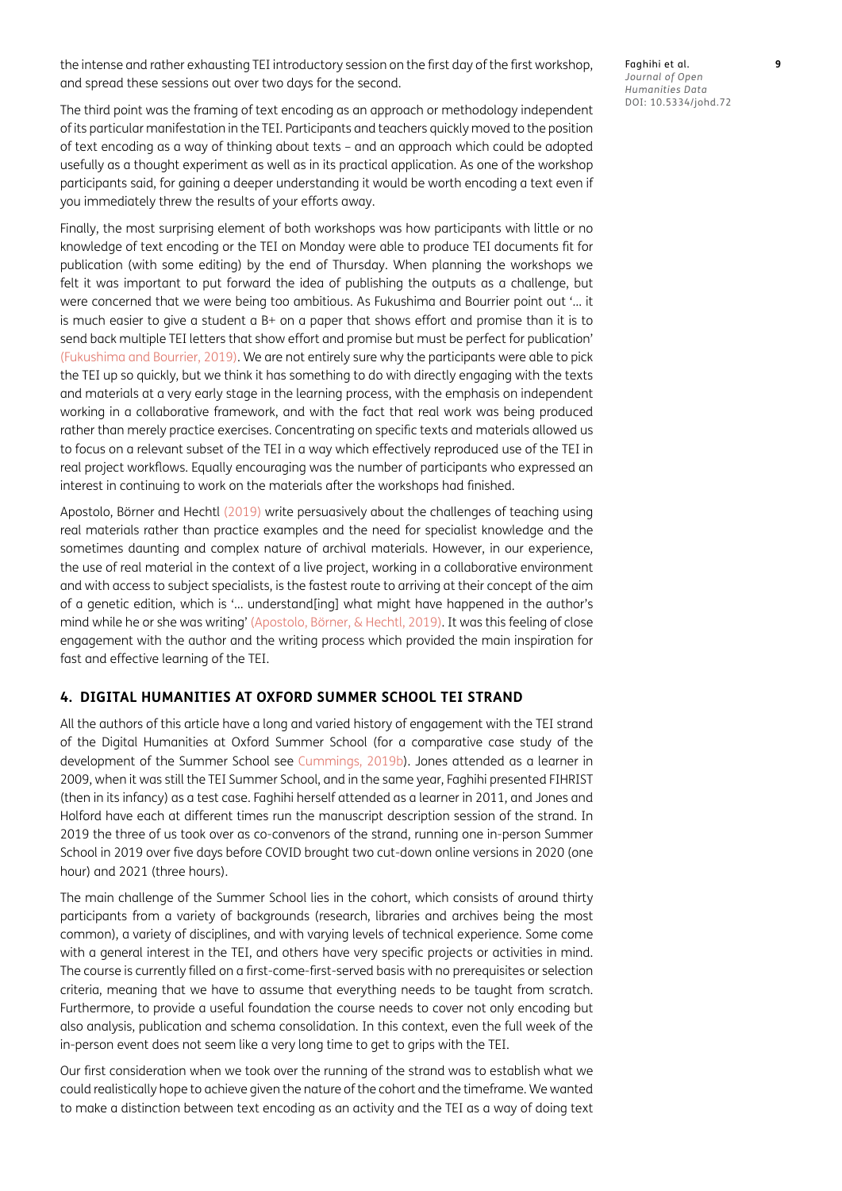the intense and rather exhausting TEI introductory session on the first day of the first workshop, and spread these sessions out over two days for the second.

The third point was the framing of text encoding as an approach or methodology independent of its particular manifestation in the TEI. Participants and teachers quickly moved to the position of text encoding as a way of thinking about texts – and an approach which could be adopted usefully as a thought experiment as well as in its practical application. As one of the workshop participants said, for gaining a deeper understanding it would be worth encoding a text even if you immediately threw the results of your efforts away.

Finally, the most surprising element of both workshops was how participants with little or no knowledge of text encoding or the TEI on Monday were able to produce TEI documents fit for publication (with some editing) by the end of Thursday. When planning the workshops we felt it was important to put forward the idea of publishing the outputs as a challenge, but were concerned that we were being too ambitious. As Fukushima and Bourrier point out '… it is much easier to give a student a B+ on a paper that shows effort and promise than it is to send back multiple TEI letters that show effort and promise but must be perfect for publication' (Fukushima and Bourrier, 2019). We are not entirely sure why the participants were able to pick the TEI up so quickly, but we think it has something to do with directly engaging with the texts and materials at a very early stage in the learning process, with the emphasis on independent working in a collaborative framework, and with the fact that real work was being produced rather than merely practice exercises. Concentrating on specific texts and materials allowed us to focus on a relevant subset of the TEI in a way which effectively reproduced use of the TEI in real project workflows. Equally encouraging was the number of participants who expressed an interest in continuing to work on the materials after the workshops had finished.

Apostolo, Börner and Hechtl (2019) write persuasively about the challenges of teaching using real materials rather than practice examples and the need for specialist knowledge and the sometimes daunting and complex nature of archival materials. However, in our experience, the use of real material in the context of a live project, working in a collaborative environment and with access to subject specialists, is the fastest route to arriving at their concept of the aim of a genetic edition, which is '… understand[ing] what might have happened in the author's mind while he or she was writing' (Apostolo, Börner, & Hechtl, 2019). It was this feeling of close engagement with the author and the writing process which provided the main inspiration for fast and effective learning of the TEI.

## 4. DIGITAL HUMANITIES AT OXFORD SUMMER SCHOOL TEI STRAND

All the authors of this article have a long and varied history of engagement with the TEI strand of the Digital Humanities at Oxford Summer School (for a comparative case study of the development of the Summer School see Cummings, 2019b). Jones attended as a learner in 2009, when it was still the TEI Summer School, and in the same year, Faghihi presented FIHRIST (then in its infancy) as a test case. Faghihi herself attended as a learner in 2011, and Jones and Holford have each at different times run the manuscript description session of the strand. In 2019 the three of us took over as co-convenors of the strand, running one in-person Summer School in 2019 over five days before COVID brought two cut-down online versions in 2020 (one hour) and 2021 (three hours).

The main challenge of the Summer School lies in the cohort, which consists of around thirty participants from a variety of backgrounds (research, libraries and archives being the most common), a variety of disciplines, and with varying levels of technical experience. Some come with a general interest in the TEI, and others have very specific projects or activities in mind. The course is currently filled on a first-come-first-served basis with no prerequisites or selection criteria, meaning that we have to assume that everything needs to be taught from scratch. Furthermore, to provide a useful foundation the course needs to cover not only encoding but also analysis, publication and schema consolidation. In this context, even the full week of the in-person event does not seem like a very long time to get to grips with the TEI.

Our first consideration when we took over the running of the strand was to establish what we could realistically hope to achieve given the nature of the cohort and the timeframe. We wanted to make a distinction between text encoding as an activity and the TEI as a way of doing text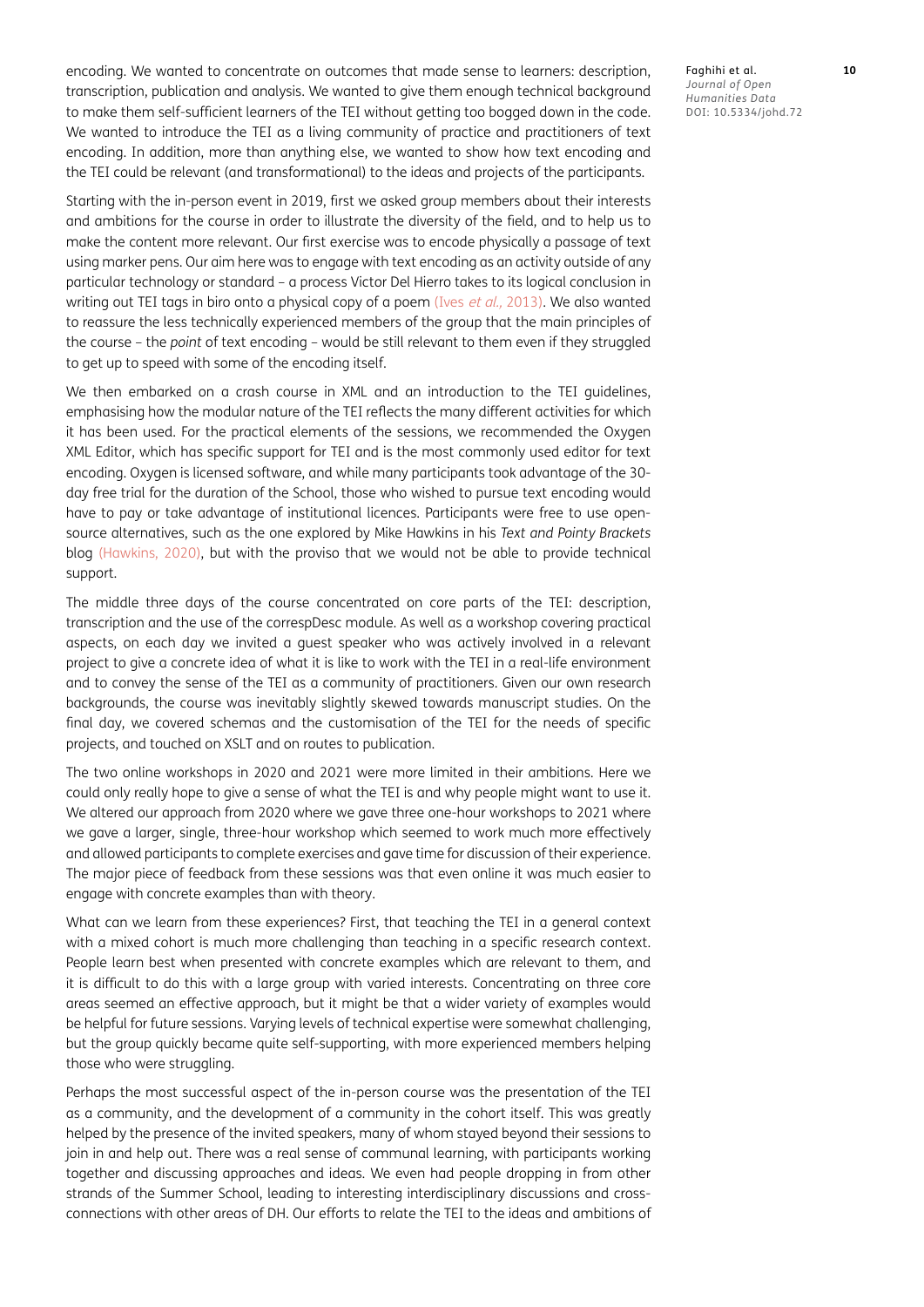encoding. We wanted to concentrate on outcomes that made sense to learners: description, transcription, publication and analysis. We wanted to give them enough technical background to make them self-sufficient learners of the TEI without getting too bogged down in the code. We wanted to introduce the TEI as a living community of practice and practitioners of text encoding. In addition, more than anything else, we wanted to show how text encoding and the TEI could be relevant (and transformational) to the ideas and projects of the participants.

Starting with the in-person event in 2019, first we asked group members about their interests and ambitions for the course in order to illustrate the diversity of the field, and to help us to make the content more relevant. Our first exercise was to encode physically a passage of text using marker pens. Our aim here was to engage with text encoding as an activity outside of any particular technology or standard – a process Victor Del Hierro takes to its logical conclusion in writing out TEI tags in biro onto a physical copy of a poem (Ives *et al.*, 2013). We also wanted to reassure the less technically experienced members of the group that the main principles of the course – the *point* of text encoding – would be still relevant to them even if they struggled to get up to speed with some of the encoding itself.

We then embarked on a crash course in XML and an introduction to the TEI guidelines, emphasising how the modular nature of the TEI reflects the many different activities for which it has been used. For the practical elements of the sessions, we recommended the Oxygen XML Editor, which has specific support for TEI and is the most commonly used editor for text encoding. Oxygen is licensed software, and while many participants took advantage of the 30-day free trial for the duration of the School, those who wished to pursue text encoding would have to pay or take advantage of institutional licences. Participants were free to use open-source alternatives, such as the one explored by Mike Hawkins in his *Text and Pointy Brackets* blog (Hawkins, 2020), but with the proviso that we would not be able to provide technical support.

The middle three days of the course concentrated on core parts of the TEI: description, transcription and the use of the correspDesc module. As well as a workshop covering practical aspects, on each day we invited a guest speaker who was actively involved in a relevant project to give a concrete idea of what it is like to work with the TEI in a real-life environment and to convey the sense of the TEI as a community of practitioners. Given our own research backgrounds, the course was inevitably slightly skewed towards manuscript studies. On the final day, we covered schemas and the customisation of the TEI for the needs of specific projects, and touched on XSLT and on routes to publication.

The two online workshops in 2020 and 2021 were more limited in their ambitions. Here we could only really hope to give a sense of what the TEI is and why people might want to use it. We altered our approach from 2020 where we gave three one-hour workshops to 2021 where we gave a larger, single, three-hour workshop which seemed to work much more effectively and allowed participants to complete exercises and gave time for discussion of their experience. The major piece of feedback from these sessions was that even online it was much easier to engage with concrete examples than with theory.

What can we learn from these experiences? First, that teaching the TEI in a general context with a mixed cohort is much more challenging than teaching in a specific research context. People learn best when presented with concrete examples which are relevant to them, and it is difficult to do this with a large group with varied interests. Concentrating on three core areas seemed an effective approach, but it might be that a wider variety of examples would be helpful for future sessions. Varying levels of technical expertise were somewhat challenging, but the group quickly became quite self-supporting, with more experienced members helping those who were struggling.

Perhaps the most successful aspect of the in-person course was the presentation of the TEI as a community, and the development of a community in the cohort itself. This was greatly helped by the presence of the invited speakers, many of whom stayed beyond their sessions to join in and help out. There was a real sense of communal learning, with participants working together and discussing approaches and ideas. We even had people dropping in from other strands of the Summer School, leading to interesting interdisciplinary discussions and cross-connections with other areas of DH. Our efforts to relate the TEI to the ideas and ambitions of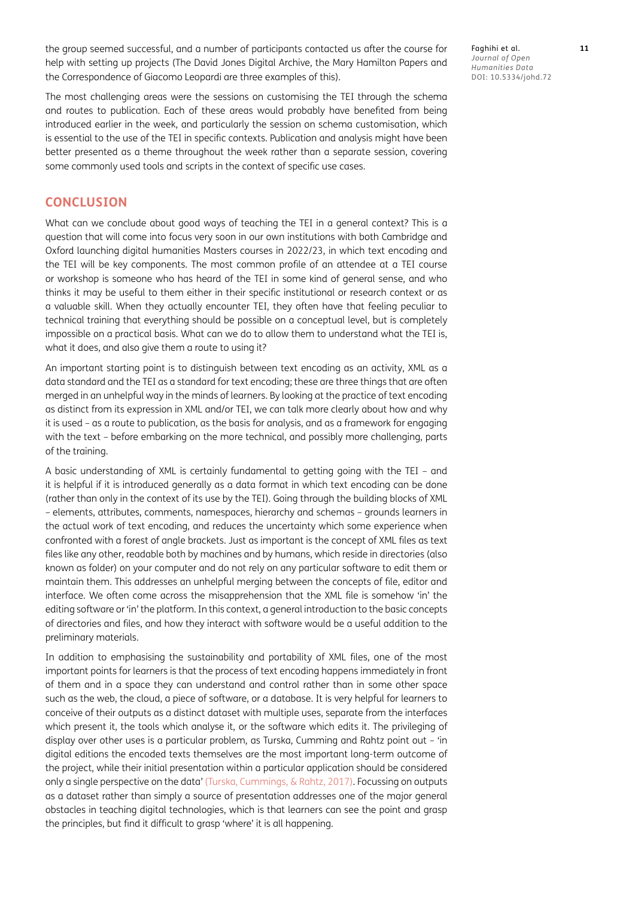the group seemed successful, and a number of participants contacted us after the course for help with setting up projects (The David Jones Digital Archive, the Mary Hamilton Papers and the Correspondence of Giacomo Leopardi are three examples of this).

The most challenging areas were the sessions on customising the TEI through the schema and routes to publication. Each of these areas would probably have benefited from being introduced earlier in the week, and particularly the session on schema customisation, which is essential to the use of the TEI in specific contexts. Publication and analysis might have been better presented as a theme throughout the week rather than a separate session, covering some commonly used tools and scripts in the context of specific use cases.

## CONCLUSION

What can we conclude about good ways of teaching the TEI in a general context? This is a question that will come into focus very soon in our own institutions with both Cambridge and Oxford launching digital humanities Masters courses in 2022/23, in which text encoding and the TEI will be key components. The most common profile of an attendee at a TEI course or workshop is someone who has heard of the TEI in some kind of general sense, and who thinks it may be useful to them either in their specific institutional or research context or as a valuable skill. When they actually encounter TEI, they often have that feeling peculiar to technical training that everything should be possible on a conceptual level, but is completely impossible on a practical basis. What can we do to allow them to understand what the TEI is, what it does, and also give them a route to using it?

An important starting point is to distinguish between text encoding as an activity, XML as a data standard and the TEI as a standard for text encoding; these are three things that are often merged in an unhelpful way in the minds of learners. By looking at the practice of text encoding as distinct from its expression in XML and/or TEI, we can talk more clearly about how and why it is used – as a route to publication, as the basis for analysis, and as a framework for engaging with the text – before embarking on the more technical, and possibly more challenging, parts of the training.

A basic understanding of XML is certainly fundamental to getting going with the TEI – and it is helpful if it is introduced generally as a data format in which text encoding can be done (rather than only in the context of its use by the TEI). Going through the building blocks of XML – elements, attributes, comments, namespaces, hierarchy and schemas – grounds learners in the actual work of text encoding, and reduces the uncertainty which some experience when confronted with a forest of angle brackets. Just as important is the concept of XML files as text files like any other, readable both by machines and by humans, which reside in directories (also known as folder) on your computer and do not rely on any particular software to edit them or maintain them. This addresses an unhelpful merging between the concepts of file, editor and interface. We often come across the misapprehension that the XML file is somehow 'in' the editing software or 'in' the platform. In this context, a general introduction to the basic concepts of directories and files, and how they interact with software would be a useful addition to the preliminary materials.

In addition to emphasising the sustainability and portability of XML files, one of the most important points for learners is that the process of text encoding happens immediately in front of them and in a space they can understand and control rather than in some other space such as the web, the cloud, a piece of software, or a database. It is very helpful for learners to conceive of their outputs as a distinct dataset with multiple uses, separate from the interfaces which present it, the tools which analyse it, or the software which edits it. The privileging of display over other uses is a particular problem, as Turska, Cumming and Rahtz point out – 'in digital editions the encoded texts themselves are the most important long-term outcome of the project, while their initial presentation within a particular application should be considered only a single perspective on the data' (Turska, Cummings, & Rahtz, 2017). Focussing on outputs as a dataset rather than simply a source of presentation addresses one of the major general obstacles in teaching digital technologies, which is that learners can see the point and grasp the principles, but find it difficult to grasp 'where' it is all happening.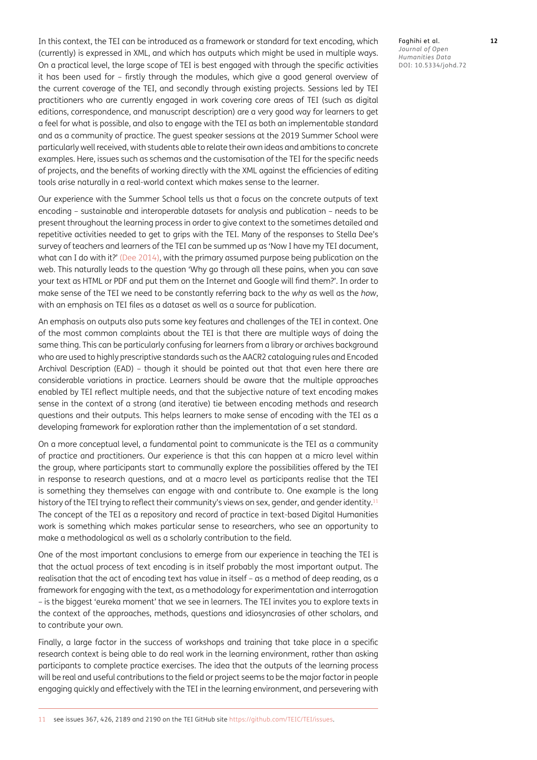In this context, the TEI can be introduced as a framework or standard for text encoding, which (currently) is expressed in XML, and which has outputs which might be used in multiple ways. On a practical level, the large scope of TEI is best engaged with through the specific activities it has been used for – firstly through the modules, which give a good general overview of the current coverage of the TEI, and secondly through existing projects. Sessions led by TEI practitioners who are currently engaged in work covering core areas of TEI (such as digital editions, correspondence, and manuscript description) are a very good way for learners to get a feel for what is possible, and also to engage with the TEI as both an implementable standard and as a community of practice. The guest speaker sessions at the 2019 Summer School were particularly well received, with students able to relate their own ideas and ambitions to concrete examples. Here, issues such as schemas and the customisation of the TEI for the specific needs of projects, and the benefits of working directly with the XML against the efficiencies of editing tools arise naturally in a real-world context which makes sense to the learner.

Our experience with the Summer School tells us that a focus on the concrete outputs of text encoding – sustainable and interoperable datasets for analysis and publication – needs to be present throughout the learning process in order to give context to the sometimes detailed and repetitive activities needed to get to grips with the TEI. Many of the responses to Stella Dee's survey of teachers and learners of the TEI can be summed up as 'Now I have my TEI document, what can I do with it?' (Dee 2014), with the primary assumed purpose being publication on the web. This naturally leads to the question 'Why go through all these pains, when you can save your text as HTML or PDF and put them on the Internet and Google will find them?'. In order to make sense of the TEI we need to be constantly referring back to the *why* as well as the *how*, with an emphasis on TEI files as a dataset as well as a source for publication.

An emphasis on outputs also puts some key features and challenges of the TEI in context. One of the most common complaints about the TEI is that there are multiple ways of doing the same thing. This can be particularly confusing for learners from a library or archives background who are used to highly prescriptive standards such as the AACR2 cataloguing rules and Encoded Archival Description (EAD) – though it should be pointed out that that even here there are considerable variations in practice. Learners should be aware that the multiple approaches enabled by TEI reflect multiple needs, and that the subjective nature of text encoding makes sense in the context of a strong (and iterative) tie between encoding methods and research questions and their outputs. This helps learners to make sense of encoding with the TEI as a developing framework for exploration rather than the implementation of a set standard.

On a more conceptual level, a fundamental point to communicate is the TEI as a community of practice and practitioners. Our experience is that this can happen at a micro level within the group, where participants start to communally explore the possibilities offered by the TEI in response to research questions, and at a macro level as participants realise that the TEI is something they themselves can engage with and contribute to. One example is the long history of the TEI trying to reflect their community's views on sex, gender, and gender identity.[11] The concept of the TEI as a repository and record of practice in text-based Digital Humanities work is something which makes particular sense to researchers, who see an opportunity to make a methodological as well as a scholarly contribution to the field.

One of the most important conclusions to emerge from our experience in teaching the TEI is that the actual process of text encoding is in itself probably the most important output. The realisation that the act of encoding text has value in itself – as a method of deep reading, as a framework for engaging with the text, as a methodology for experimentation and interrogation – is the biggest 'eureka moment' that we see in learners. The TEI invites you to explore texts in the context of the approaches, methods, questions and idiosyncrasies of other scholars, and to contribute your own.

Finally, a large factor in the success of workshops and training that take place in a specific research context is being able to do real work in the learning environment, rather than asking participants to complete practice exercises. The idea that the outputs of the learning process will be real and useful contributions to the field or project seems to be the major factor in people engaging quickly and effectively with the TEI in the learning environment, and persevering with

---

11 see issues 367, 426, 2189 and 2190 on the TEI GitHub site https://github.com/TEIC/TEI/issues.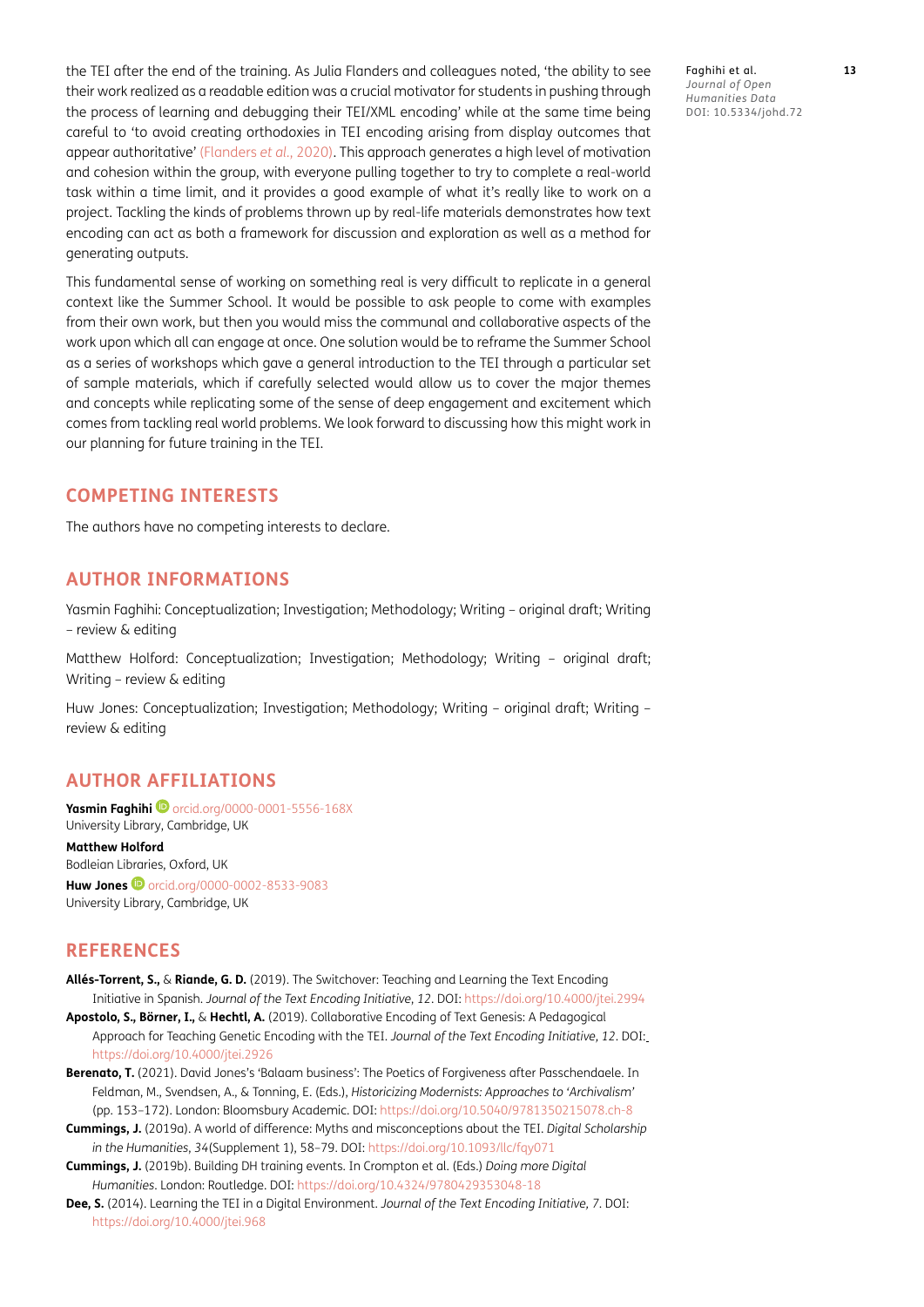the TEI after the end of the training. As Julia Flanders and colleagues noted, 'the ability to see their work realized as a readable edition was a crucial motivator for students in pushing through the process of learning and debugging their TEI/XML encoding' while at the same time being careful to 'to avoid creating orthodoxies in TEI encoding arising from display outcomes that appear authoritative' (Flanders *et al.*, 2020). This approach generates a high level of motivation and cohesion within the group, with everyone pulling together to try to complete a real-world task within a time limit, and it provides a good example of what it's really like to work on a project. Tackling the kinds of problems thrown up by real-life materials demonstrates how text encoding can act as both a framework for discussion and exploration as well as a method for generating outputs.

This fundamental sense of working on something real is very difficult to replicate in a general context like the Summer School. It would be possible to ask people to come with examples from their own work, but then you would miss the communal and collaborative aspects of the work upon which all can engage at once. One solution would be to reframe the Summer School as a series of workshops which gave a general introduction to the TEI through a particular set of sample materials, which if carefully selected would allow us to cover the major themes and concepts while replicating some of the sense of deep engagement and excitement which comes from tackling real world problems. We look forward to discussing how this might work in our planning for future training in the TEI.

## COMPETING INTERESTS

The authors have no competing interests to declare.

## AUTHOR INFORMATIONS

Yasmin Faghihi: Conceptualization; Investigation; Methodology; Writing – original draft; Writing – review & editing

Matthew Holford: Conceptualization; Investigation; Methodology; Writing – original draft; Writing – review & editing

Huw Jones: Conceptualization; Investigation; Methodology; Writing – original draft; Writing – review & editing

## AUTHOR AFFILIATIONS

**Yasmin Faghihi** orcid.org/0000-0001-5556-168X
University Library, Cambridge, UK

**Matthew Holford**
Bodleian Libraries, Oxford, UK

**Huw Jones** orcid.org/0000-0002-8533-9083
University Library, Cambridge, UK

## REFERENCES

**Allés-Torrent, S.,** & **Riande, G. D.** (2019). The Switchover: Teaching and Learning the Text Encoding Initiative in Spanish. *Journal of the Text Encoding Initiative*, *12*. DOI: https://doi.org/10.4000/jtei.2994

**Apostolo, S., Börner, I.,** & **Hechtl, A.** (2019). Collaborative Encoding of Text Genesis: A Pedagogical Approach for Teaching Genetic Encoding with the TEI. *Journal of the Text Encoding Initiative, 12*. DOI: https://doi.org/10.4000/jtei.2926

**Berenato, T.** (2021). David Jones's 'Balaam business': The Poetics of Forgiveness after Passchendaele. In Feldman, M., Svendsen, A., & Tonning, E. (Eds.), *Historicizing Modernists: Approaches to 'Archivalism'* (pp. 153–172). London: Bloomsbury Academic. DOI: https://doi.org/10.5040/9781350215078.ch-8

**Cummings, J.** (2019a). A world of difference: Myths and misconceptions about the TEI. *Digital Scholarship in the Humanities*, *34*(Supplement 1), 58–79. DOI: https://doi.org/10.1093/llc/fqy071

**Cummings, J.** (2019b). Building DH training events. In Crompton et al. (Eds.) *Doing more Digital Humanities*. London: Routledge. DOI: https://doi.org/10.4324/9780429353048-18

**Dee, S.** (2014). Learning the TEI in a Digital Environment. *Journal of the Text Encoding Initiative, 7*. DOI: https://doi.org/10.4000/jtei.968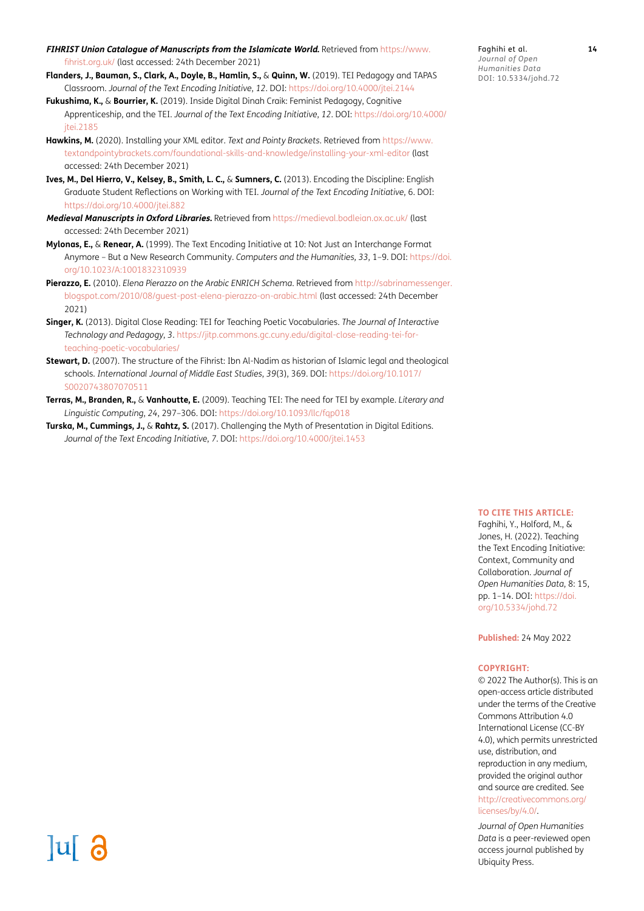***FIHRIST Union Catalogue of Manuscripts from the Islamicate World.*** Retrieved from https://www.fihrist.org.uk/ (last accessed: 24th December 2021)

**Flanders, J., Bauman, S., Clark, A., Doyle, B., Hamlin, S.,** & **Quinn, W.** (2019). TEI Pedagogy and TAPAS Classroom. *Journal of the Text Encoding Initiative, 12*. DOI: https://doi.org/10.4000/jtei.2144

**Fukushima, K.,** & **Bourrier, K.** (2019). Inside Digital Dinah Craik: Feminist Pedagogy, Cognitive Apprenticeship, and the TEI. *Journal of the Text Encoding Initiative*, *12*. DOI: https://doi.org/10.4000/jtei.2185

**Hawkins, M.** (2020). Installing your XML editor. *Text and Pointy Brackets*. Retrieved from https://www.textandpointybrackets.com/foundational-skills-and-knowledge/installing-your-xml-editor (last accessed: 24th December 2021)

**Ives, M., Del Hierro, V., Kelsey, B., Smith, L. C.,** & **Sumners, C.** (2013). Encoding the Discipline: English Graduate Student Reflections on Working with TEI. *Journal of the Text Encoding Initiative*, 6. DOI: https://doi.org/10.4000/jtei.882

***Medieval Manuscripts in Oxford Libraries.*** Retrieved from https://medieval.bodleian.ox.ac.uk/ (last accessed: 24th December 2021)

**Mylonas, E.,** & **Renear, A.** (1999). The Text Encoding Initiative at 10: Not Just an Interchange Format Anymore – But a New Research Community. *Computers and the Humanities, 33*, 1–9. DOI: https://doi.org/10.1023/A:1001832310939

**Pierazzo, E.** (2010). *Elena Pierazzo on the Arabic ENRICH Schema*. Retrieved from http://sabrinamessenger.blogspot.com/2010/08/guest-post-elena-pierazzo-on-arabic.html (last accessed: 24th December 2021)

**Singer, K.** (2013). Digital Close Reading: TEI for Teaching Poetic Vocabularies. *The Journal of Interactive Technology and Pedagogy*, *3*. https://jitp.commons.gc.cuny.edu/digital-close-reading-tei-for-teaching-poetic-vocabularies/

**Stewart, D.** (2007). The structure of the Fihrist: Ibn Al-Nadim as historian of Islamic legal and theological schools. *International Journal of Middle East Studies*, *39*(3), 369. DOI: https://doi.org/10.1017/S0020743807070511

**Terras, M., Branden, R.,** & **Vanhoutte, E.** (2009). Teaching TEI: The need for TEI by example. *Literary and Linguistic Computing*, *24*, 297–306. DOI: https://doi.org/10.1093/llc/fqp018

**Turska, M., Cummings, J.,** & **Rahtz, S.** (2017). Challenging the Myth of Presentation in Digital Editions. *Journal of the Text Encoding Initiative*, *7*. DOI: https://doi.org/10.4000/jtei.1453

**TO CITE THIS ARTICLE:**

Faghihi, Y., Holford, M., & Jones, H. (2022). Teaching the Text Encoding Initiative: Context, Community and Collaboration. *Journal of Open Humanities Data*, 8: 15, pp. 1–14. DOI: https://doi.org/10.5334/johd.72

**Published:** 24 May 2022

**COPYRIGHT:**

© 2022 The Author(s). This is an open-access article distributed under the terms of the Creative Commons Attribution 4.0 International License (CC-BY 4.0), which permits unrestricted use, distribution, and reproduction in any medium, provided the original author and source are credited. See http://creativecommons.org/licenses/by/4.0/.

*Journal of Open Humanities Data* is a peer-reviewed open access journal published by Ubiquity Press.